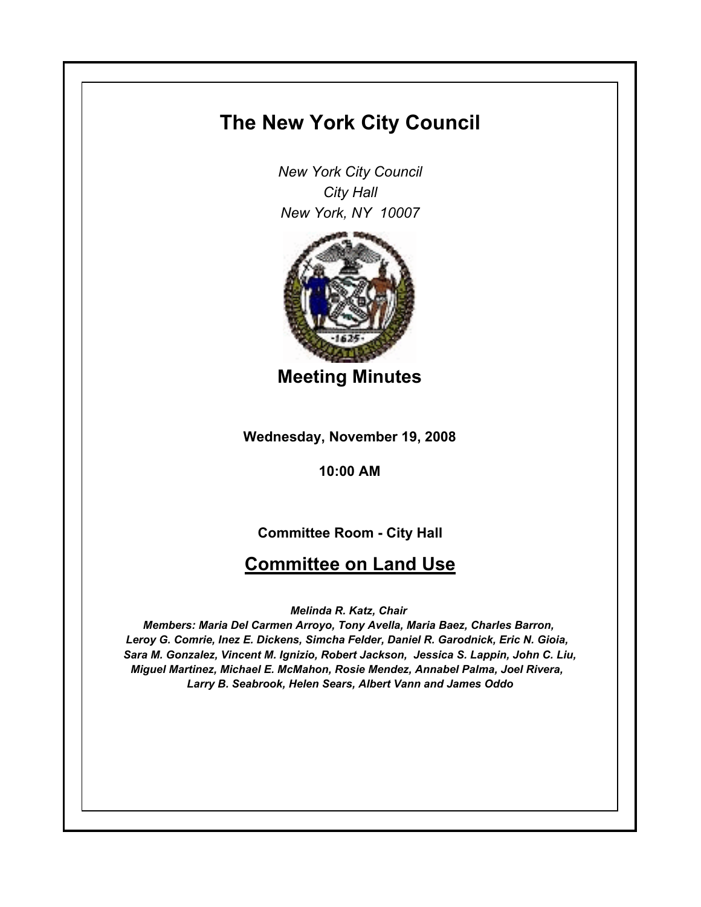# The New York City Council

*New York City Council*
*City Hall*
*New York, NY 10007*

## Meeting Minutes

**Wednesday, November 19, 2008**

**10:00 AM**

**Committee Room - City Hall**

## Committee on Land Use

***Melinda R. Katz, Chair***

***Members: Maria Del Carmen Arroyo, Tony Avella, Maria Baez, Charles Barron, Leroy G. Comrie, Inez E. Dickens, Simcha Felder, Daniel R. Garodnick, Eric N. Gioia, Sara M. Gonzalez, Vincent M. Ignizio, Robert Jackson, Jessica S. Lappin, John C. Liu, Miguel Martinez, Michael E. McMahon, Rosie Mendez, Annabel Palma, Joel Rivera, Larry B. Seabrook, Helen Sears, Albert Vann and James Oddo***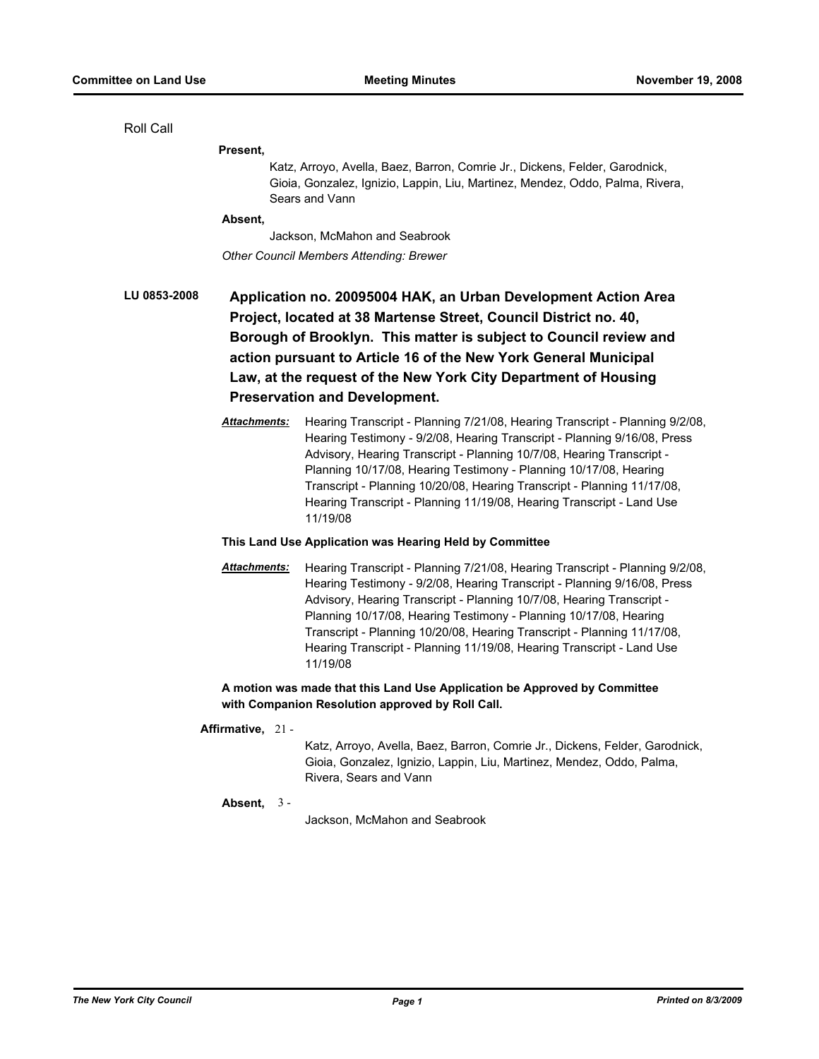Roll Call

**Present,**

Katz, Arroyo, Avella, Baez, Barron, Comrie Jr., Dickens, Felder, Garodnick, Gioia, Gonzalez, Ignizio, Lappin, Liu, Martinez, Mendez, Oddo, Palma, Rivera, Sears and Vann

**Absent,**

Jackson, McMahon and Seabrook

*Other Council Members Attending: Brewer*

**LU 0853-2008** **Application no. 20095004 HAK, an Urban Development Action Area Project, located at 38 Martense Street, Council District no. 40, Borough of Brooklyn. This matter is subject to Council review and action pursuant to Article 16 of the New York General Municipal Law, at the request of the New York City Department of Housing Preservation and Development.**

***Attachments:*** Hearing Transcript - Planning 7/21/08, Hearing Transcript - Planning 9/2/08, Hearing Testimony - 9/2/08, Hearing Transcript - Planning 9/16/08, Press Advisory, Hearing Transcript - Planning 10/7/08, Hearing Transcript - Planning 10/17/08, Hearing Testimony - Planning 10/17/08, Hearing Transcript - Planning 10/20/08, Hearing Transcript - Planning 11/17/08, Hearing Transcript - Planning 11/19/08, Hearing Transcript - Land Use 11/19/08

**This Land Use Application was Hearing Held by Committee**

***Attachments:*** Hearing Transcript - Planning 7/21/08, Hearing Transcript - Planning 9/2/08, Hearing Testimony - 9/2/08, Hearing Transcript - Planning 9/16/08, Press Advisory, Hearing Transcript - Planning 10/7/08, Hearing Transcript - Planning 10/17/08, Hearing Testimony - Planning 10/17/08, Hearing Transcript - Planning 10/20/08, Hearing Transcript - Planning 11/17/08, Hearing Transcript - Planning 11/19/08, Hearing Transcript - Land Use 11/19/08

**A motion was made that this Land Use Application be Approved by Committee with Companion Resolution approved by Roll Call.**

**Affirmative,** 21 -

Katz, Arroyo, Avella, Baez, Barron, Comrie Jr., Dickens, Felder, Garodnick, Gioia, Gonzalez, Ignizio, Lappin, Liu, Martinez, Mendez, Oddo, Palma, Rivera, Sears and Vann

**Absent,** 3 -

Jackson, McMahon and Seabrook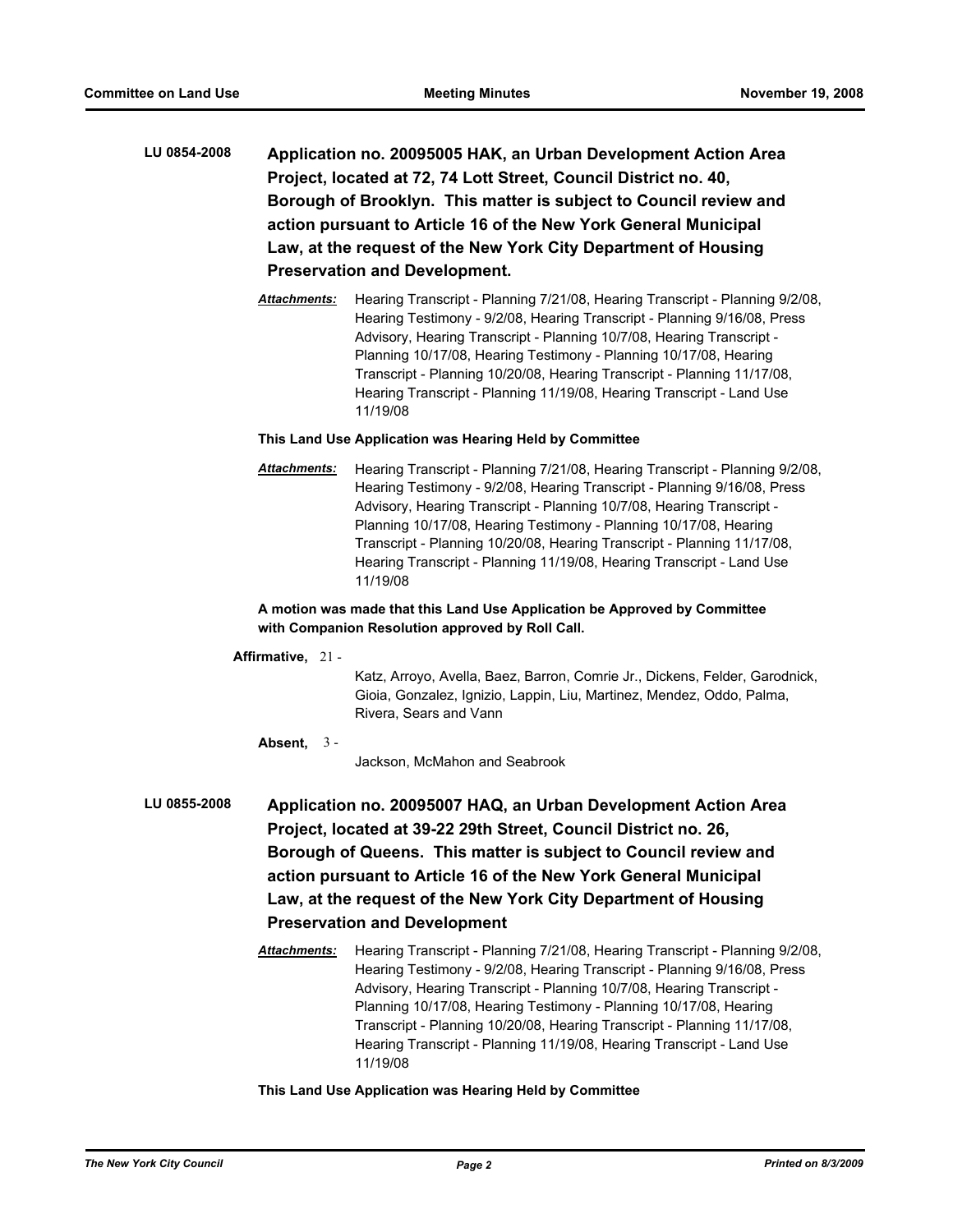**LU 0854-2008** **Application no. 20095005 HAK, an Urban Development Action Area Project, located at 72, 74 Lott Street, Council District no. 40, Borough of Brooklyn. This matter is subject to Council review and action pursuant to Article 16 of the New York General Municipal Law, at the request of the New York City Department of Housing Preservation and Development.**

***Attachments:*** Hearing Transcript - Planning 7/21/08, Hearing Transcript - Planning 9/2/08, Hearing Testimony - 9/2/08, Hearing Transcript - Planning 9/16/08, Press Advisory, Hearing Transcript - Planning 10/7/08, Hearing Transcript - Planning 10/17/08, Hearing Testimony - Planning 10/17/08, Hearing Transcript - Planning 10/20/08, Hearing Transcript - Planning 11/17/08, Hearing Transcript - Planning 11/19/08, Hearing Transcript - Land Use 11/19/08

**This Land Use Application was Hearing Held by Committee**

***Attachments:*** Hearing Transcript - Planning 7/21/08, Hearing Transcript - Planning 9/2/08, Hearing Testimony - 9/2/08, Hearing Transcript - Planning 9/16/08, Press Advisory, Hearing Transcript - Planning 10/7/08, Hearing Transcript - Planning 10/17/08, Hearing Testimony - Planning 10/17/08, Hearing Transcript - Planning 10/20/08, Hearing Transcript - Planning 11/17/08, Hearing Transcript - Planning 11/19/08, Hearing Transcript - Land Use 11/19/08

**A motion was made that this Land Use Application be Approved by Committee with Companion Resolution approved by Roll Call.**

**Affirmative,** 21 - Katz, Arroyo, Avella, Baez, Barron, Comrie Jr., Dickens, Felder, Garodnick, Gioia, Gonzalez, Ignizio, Lappin, Liu, Martinez, Mendez, Oddo, Palma, Rivera, Sears and Vann

**Absent,** 3 - Jackson, McMahon and Seabrook

**LU 0855-2008** **Application no. 20095007 HAQ, an Urban Development Action Area Project, located at 39-22 29th Street, Council District no. 26, Borough of Queens. This matter is subject to Council review and action pursuant to Article 16 of the New York General Municipal Law, at the request of the New York City Department of Housing Preservation and Development**

***Attachments:*** Hearing Transcript - Planning 7/21/08, Hearing Transcript - Planning 9/2/08, Hearing Testimony - 9/2/08, Hearing Transcript - Planning 9/16/08, Press Advisory, Hearing Transcript - Planning 10/7/08, Hearing Transcript - Planning 10/17/08, Hearing Testimony - Planning 10/17/08, Hearing Transcript - Planning 10/20/08, Hearing Transcript - Planning 11/17/08, Hearing Transcript - Planning 11/19/08, Hearing Transcript - Land Use 11/19/08

**This Land Use Application was Hearing Held by Committee**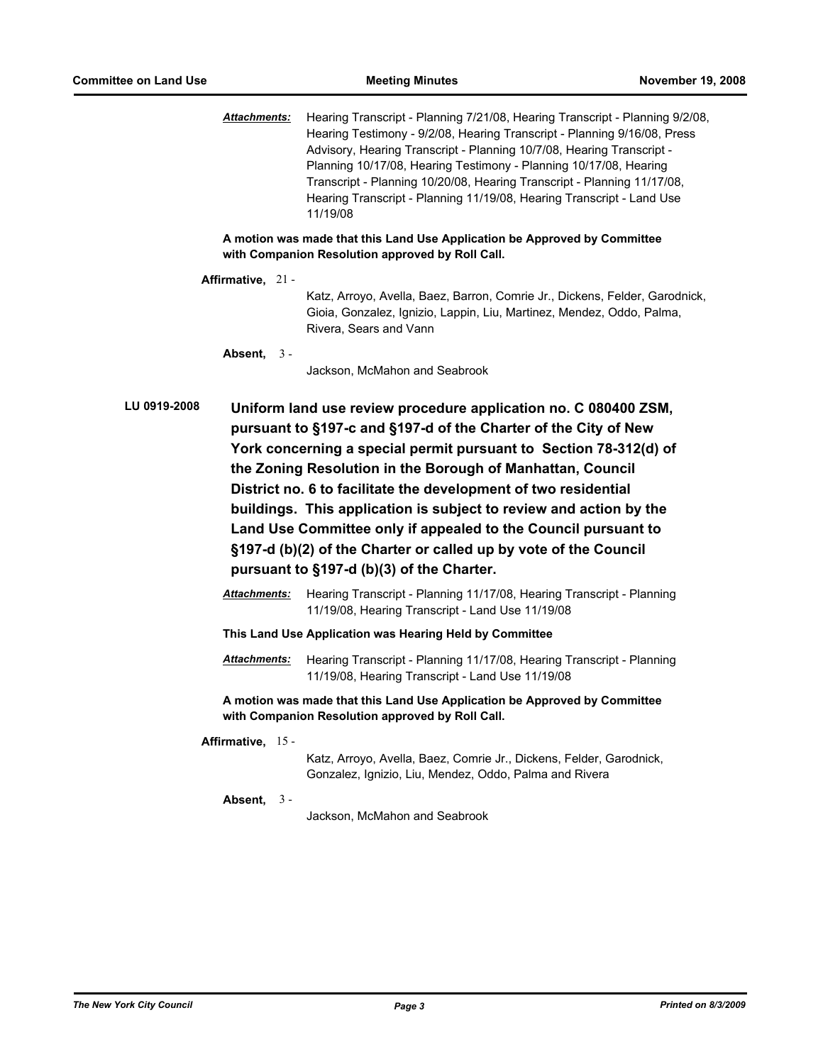***Attachments:*** Hearing Transcript - Planning 7/21/08, Hearing Transcript - Planning 9/2/08, Hearing Testimony - 9/2/08, Hearing Transcript - Planning 9/16/08, Press Advisory, Hearing Transcript - Planning 10/7/08, Hearing Transcript - Planning 10/17/08, Hearing Testimony - Planning 10/17/08, Hearing Transcript - Planning 10/20/08, Hearing Transcript - Planning 11/17/08, Hearing Transcript - Planning 11/19/08, Hearing Transcript - Land Use 11/19/08

**A motion was made that this Land Use Application be Approved by Committee with Companion Resolution approved by Roll Call.**

**Affirmative,** 21 - Katz, Arroyo, Avella, Baez, Barron, Comrie Jr., Dickens, Felder, Garodnick, Gioia, Gonzalez, Ignizio, Lappin, Liu, Martinez, Mendez, Oddo, Palma, Rivera, Sears and Vann

**Absent,** 3 - Jackson, McMahon and Seabrook

**LU 0919-2008** **Uniform land use review procedure application no. C 080400 ZSM, pursuant to §197-c and §197-d of the Charter of the City of New York concerning a special permit pursuant to Section 78-312(d) of the Zoning Resolution in the Borough of Manhattan, Council District no. 6 to facilitate the development of two residential buildings. This application is subject to review and action by the Land Use Committee only if appealed to the Council pursuant to §197-d (b)(2) of the Charter or called up by vote of the Council pursuant to §197-d (b)(3) of the Charter.**

***Attachments:*** Hearing Transcript - Planning 11/17/08, Hearing Transcript - Planning 11/19/08, Hearing Transcript - Land Use 11/19/08

**This Land Use Application was Hearing Held by Committee**

***Attachments:*** Hearing Transcript - Planning 11/17/08, Hearing Transcript - Planning 11/19/08, Hearing Transcript - Land Use 11/19/08

**A motion was made that this Land Use Application be Approved by Committee with Companion Resolution approved by Roll Call.**

**Affirmative,** 15 - Katz, Arroyo, Avella, Baez, Comrie Jr., Dickens, Felder, Garodnick, Gonzalez, Ignizio, Liu, Mendez, Oddo, Palma and Rivera

**Absent,** 3 - Jackson, McMahon and Seabrook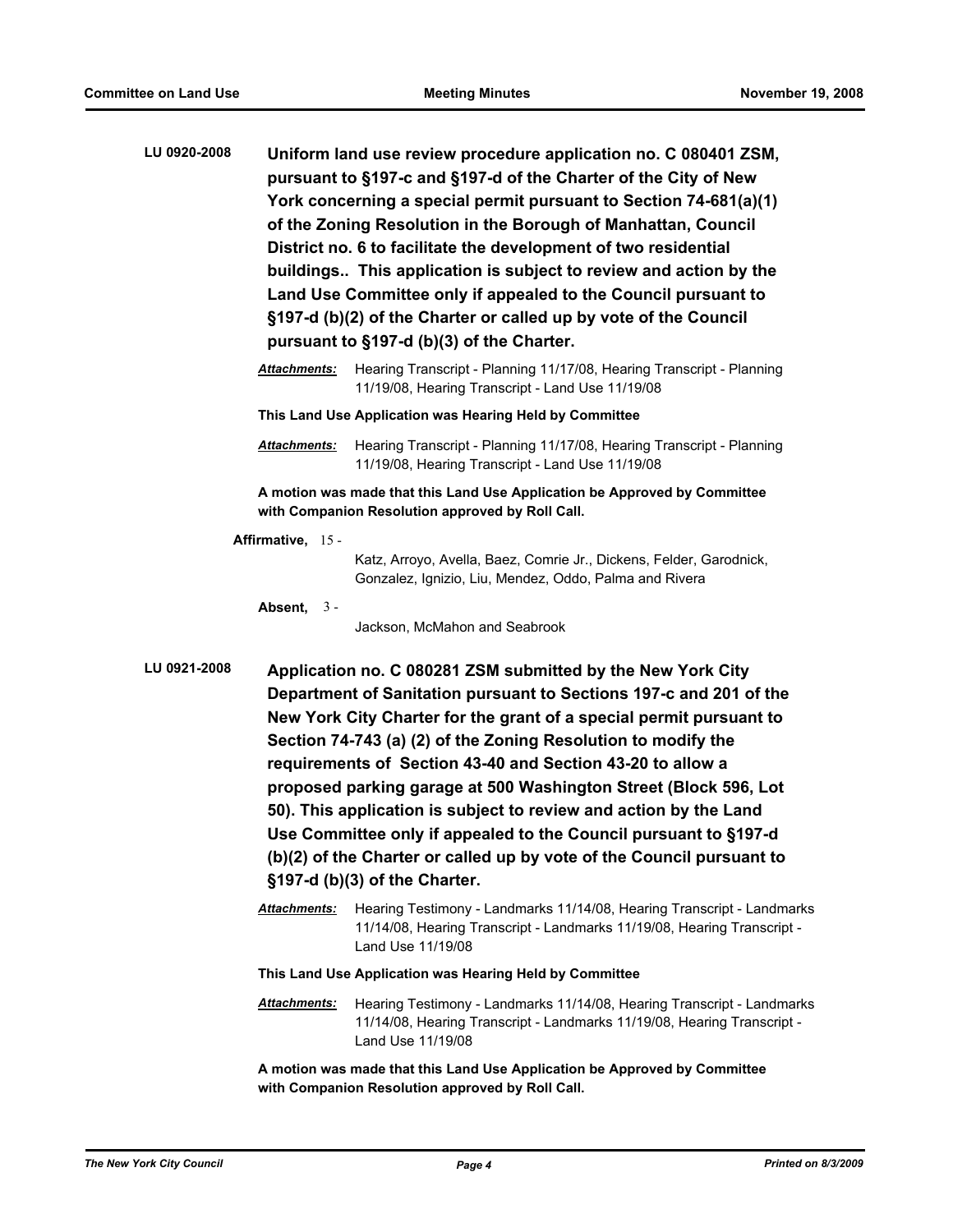**LU 0920-2008** **Uniform land use review procedure application no. C 080401 ZSM, pursuant to §197-c and §197-d of the Charter of the City of New York concerning a special permit pursuant to Section 74-681(a)(1) of the Zoning Resolution in the Borough of Manhattan, Council District no. 6 to facilitate the development of two residential buildings.. This application is subject to review and action by the Land Use Committee only if appealed to the Council pursuant to §197-d (b)(2) of the Charter or called up by vote of the Council pursuant to §197-d (b)(3) of the Charter.**

***Attachments:*** Hearing Transcript - Planning 11/17/08, Hearing Transcript - Planning 11/19/08, Hearing Transcript - Land Use 11/19/08

**This Land Use Application was Hearing Held by Committee**

***Attachments:*** Hearing Transcript - Planning 11/17/08, Hearing Transcript - Planning 11/19/08, Hearing Transcript - Land Use 11/19/08

**A motion was made that this Land Use Application be Approved by Committee with Companion Resolution approved by Roll Call.**

**Affirmative,** 15 - Katz, Arroyo, Avella, Baez, Comrie Jr., Dickens, Felder, Garodnick, Gonzalez, Ignizio, Liu, Mendez, Oddo, Palma and Rivera

**Absent,** 3 - Jackson, McMahon and Seabrook

**LU 0921-2008** **Application no. C 080281 ZSM submitted by the New York City Department of Sanitation pursuant to Sections 197-c and 201 of the New York City Charter for the grant of a special permit pursuant to Section 74-743 (a) (2) of the Zoning Resolution to modify the requirements of Section 43-40 and Section 43-20 to allow a proposed parking garage at 500 Washington Street (Block 596, Lot 50). This application is subject to review and action by the Land Use Committee only if appealed to the Council pursuant to §197-d (b)(2) of the Charter or called up by vote of the Council pursuant to §197-d (b)(3) of the Charter.**

***Attachments:*** Hearing Testimony - Landmarks 11/14/08, Hearing Transcript - Landmarks 11/14/08, Hearing Transcript - Landmarks 11/19/08, Hearing Transcript - Land Use 11/19/08

**This Land Use Application was Hearing Held by Committee**

***Attachments:*** Hearing Testimony - Landmarks 11/14/08, Hearing Transcript - Landmarks 11/14/08, Hearing Transcript - Landmarks 11/19/08, Hearing Transcript - Land Use 11/19/08

**A motion was made that this Land Use Application be Approved by Committee with Companion Resolution approved by Roll Call.**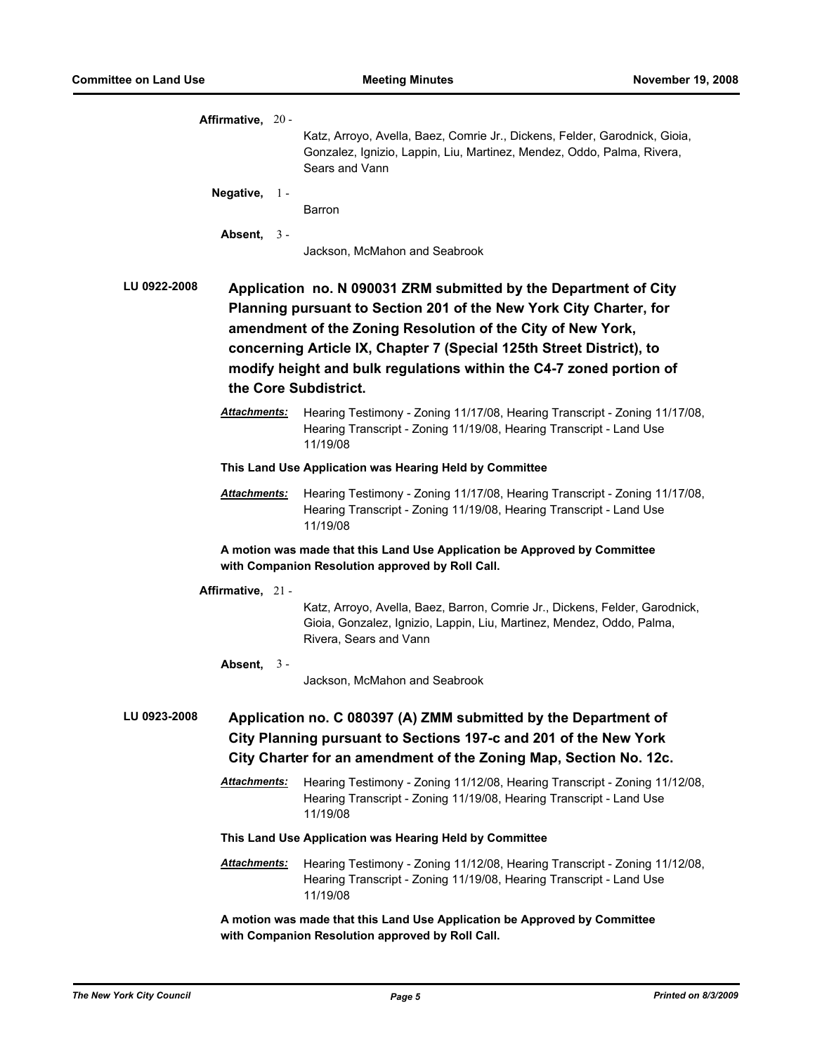**Affirmative,** 20 - Katz, Arroyo, Avella, Baez, Comrie Jr., Dickens, Felder, Garodnick, Gioia, Gonzalez, Ignizio, Lappin, Liu, Martinez, Mendez, Oddo, Palma, Rivera, Sears and Vann

**Negative,** 1 - Barron

**Absent,** 3 - Jackson, McMahon and Seabrook

**LU 0922-2008** **Application no. N 090031 ZRM submitted by the Department of City Planning pursuant to Section 201 of the New York City Charter, for amendment of the Zoning Resolution of the City of New York, concerning Article IX, Chapter 7 (Special 125th Street District), to modify height and bulk regulations within the C4-7 zoned portion of the Core Subdistrict.**

***Attachments:*** Hearing Testimony - Zoning 11/17/08, Hearing Transcript - Zoning 11/17/08, Hearing Transcript - Zoning 11/19/08, Hearing Transcript - Land Use 11/19/08

**This Land Use Application was Hearing Held by Committee**

***Attachments:*** Hearing Testimony - Zoning 11/17/08, Hearing Transcript - Zoning 11/17/08, Hearing Transcript - Zoning 11/19/08, Hearing Transcript - Land Use 11/19/08

**A motion was made that this Land Use Application be Approved by Committee with Companion Resolution approved by Roll Call.**

**Affirmative,** 21 - Katz, Arroyo, Avella, Baez, Barron, Comrie Jr., Dickens, Felder, Garodnick, Gioia, Gonzalez, Ignizio, Lappin, Liu, Martinez, Mendez, Oddo, Palma, Rivera, Sears and Vann

**Absent,** 3 - Jackson, McMahon and Seabrook

**LU 0923-2008** **Application no. C 080397 (A) ZMM submitted by the Department of City Planning pursuant to Sections 197-c and 201 of the New York City Charter for an amendment of the Zoning Map, Section No. 12c.**

***Attachments:*** Hearing Testimony - Zoning 11/12/08, Hearing Transcript - Zoning 11/12/08, Hearing Transcript - Zoning 11/19/08, Hearing Transcript - Land Use 11/19/08

**This Land Use Application was Hearing Held by Committee**

***Attachments:*** Hearing Testimony - Zoning 11/12/08, Hearing Transcript - Zoning 11/12/08, Hearing Transcript - Zoning 11/19/08, Hearing Transcript - Land Use 11/19/08

**A motion was made that this Land Use Application be Approved by Committee with Companion Resolution approved by Roll Call.**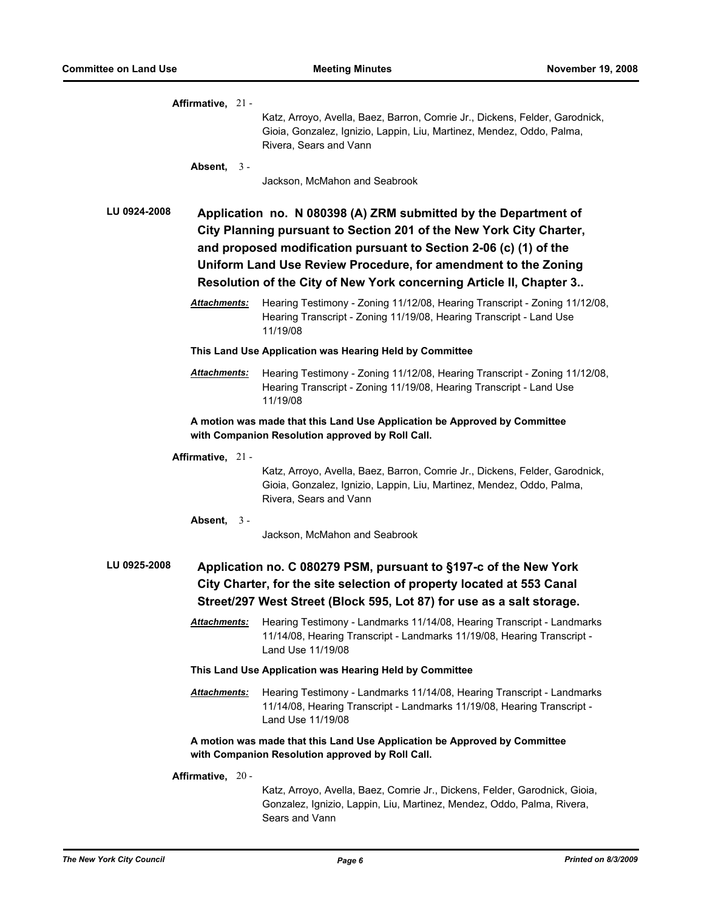**Affirmative,** 21 -

Katz, Arroyo, Avella, Baez, Barron, Comrie Jr., Dickens, Felder, Garodnick, Gioia, Gonzalez, Ignizio, Lappin, Liu, Martinez, Mendez, Oddo, Palma, Rivera, Sears and Vann

**Absent,** 3 -

Jackson, McMahon and Seabrook

**LU 0924-2008** **Application no. N 080398 (A) ZRM submitted by the Department of City Planning pursuant to Section 201 of the New York City Charter, and proposed modification pursuant to Section 2-06 (c) (1) of the Uniform Land Use Review Procedure, for amendment to the Zoning Resolution of the City of New York concerning Article II, Chapter 3..**

***Attachments:*** Hearing Testimony - Zoning 11/12/08, Hearing Transcript - Zoning 11/12/08, Hearing Transcript - Zoning 11/19/08, Hearing Transcript - Land Use 11/19/08

**This Land Use Application was Hearing Held by Committee**

***Attachments:*** Hearing Testimony - Zoning 11/12/08, Hearing Transcript - Zoning 11/12/08, Hearing Transcript - Zoning 11/19/08, Hearing Transcript - Land Use 11/19/08

**A motion was made that this Land Use Application be Approved by Committee with Companion Resolution approved by Roll Call.**

**Affirmative,** 21 -

Katz, Arroyo, Avella, Baez, Barron, Comrie Jr., Dickens, Felder, Garodnick, Gioia, Gonzalez, Ignizio, Lappin, Liu, Martinez, Mendez, Oddo, Palma, Rivera, Sears and Vann

**Absent,** 3 -

Jackson, McMahon and Seabrook

**LU 0925-2008** **Application no. C 080279 PSM, pursuant to §197-c of the New York City Charter, for the site selection of property located at 553 Canal Street/297 West Street (Block 595, Lot 87) for use as a salt storage.**

***Attachments:*** Hearing Testimony - Landmarks 11/14/08, Hearing Transcript - Landmarks 11/14/08, Hearing Transcript - Landmarks 11/19/08, Hearing Transcript - Land Use 11/19/08

**This Land Use Application was Hearing Held by Committee**

***Attachments:*** Hearing Testimony - Landmarks 11/14/08, Hearing Transcript - Landmarks 11/14/08, Hearing Transcript - Landmarks 11/19/08, Hearing Transcript - Land Use 11/19/08

**A motion was made that this Land Use Application be Approved by Committee with Companion Resolution approved by Roll Call.**

**Affirmative,** 20 -

Katz, Arroyo, Avella, Baez, Comrie Jr., Dickens, Felder, Garodnick, Gioia, Gonzalez, Ignizio, Lappin, Liu, Martinez, Mendez, Oddo, Palma, Rivera, Sears and Vann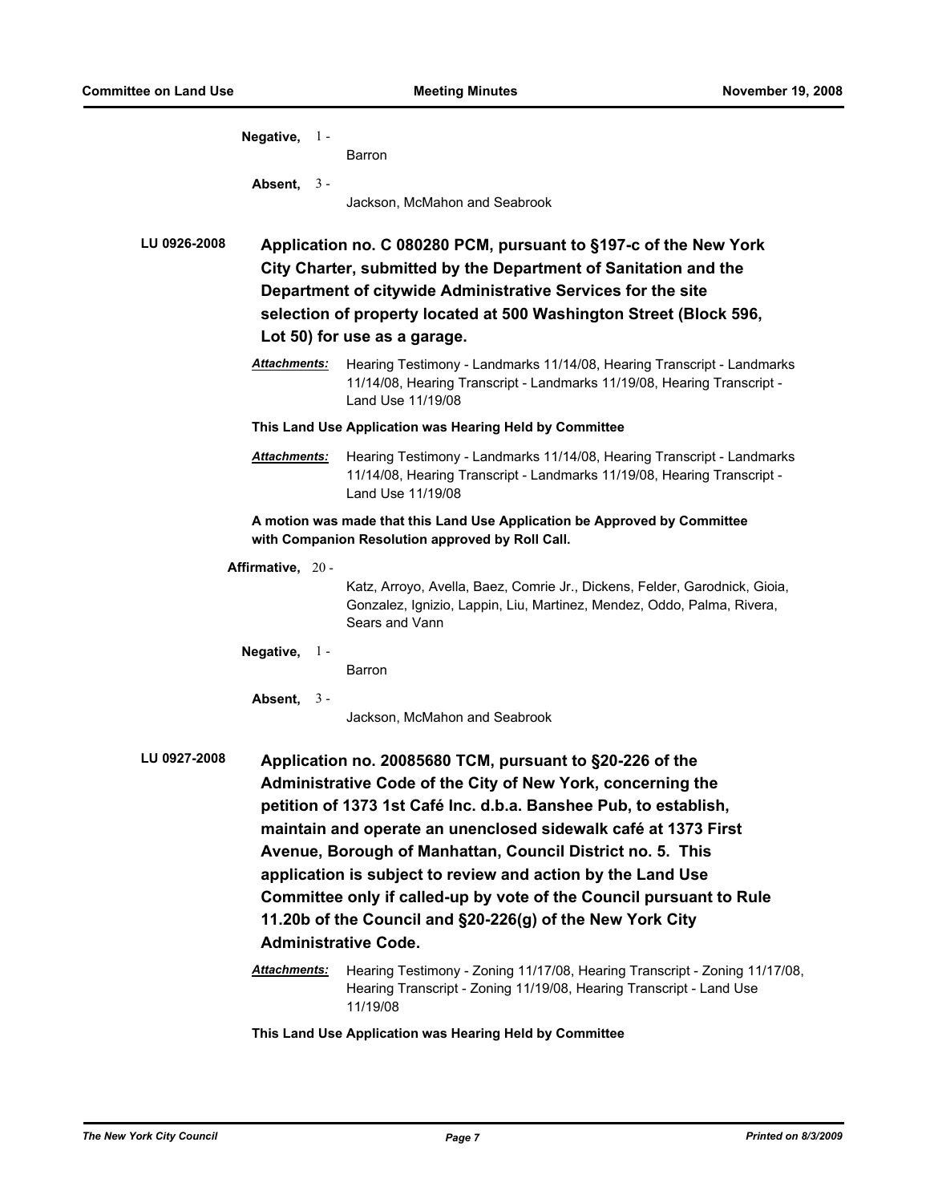**Negative,** 1 - Barron

**Absent,** 3 - Jackson, McMahon and Seabrook

**LU 0926-2008** **Application no. C 080280 PCM, pursuant to §197-c of the New York City Charter, submitted by the Department of Sanitation and the Department of citywide Administrative Services for the site selection of property located at 500 Washington Street (Block 596, Lot 50) for use as a garage.**

***Attachments:*** Hearing Testimony - Landmarks 11/14/08, Hearing Transcript - Landmarks 11/14/08, Hearing Transcript - Landmarks 11/19/08, Hearing Transcript - Land Use 11/19/08

**This Land Use Application was Hearing Held by Committee**

***Attachments:*** Hearing Testimony - Landmarks 11/14/08, Hearing Transcript - Landmarks 11/14/08, Hearing Transcript - Landmarks 11/19/08, Hearing Transcript - Land Use 11/19/08

**A motion was made that this Land Use Application be Approved by Committee with Companion Resolution approved by Roll Call.**

**Affirmative,** 20 - Katz, Arroyo, Avella, Baez, Comrie Jr., Dickens, Felder, Garodnick, Gioia, Gonzalez, Ignizio, Lappin, Liu, Martinez, Mendez, Oddo, Palma, Rivera, Sears and Vann

**Negative,** 1 - Barron

**Absent,** 3 - Jackson, McMahon and Seabrook

**LU 0927-2008** **Application no. 20085680 TCM, pursuant to §20-226 of the Administrative Code of the City of New York, concerning the petition of 1373 1st Café Inc. d.b.a. Banshee Pub, to establish, maintain and operate an unenclosed sidewalk café at 1373 First Avenue, Borough of Manhattan, Council District no. 5. This application is subject to review and action by the Land Use Committee only if called-up by vote of the Council pursuant to Rule 11.20b of the Council and §20-226(g) of the New York City Administrative Code.**

***Attachments:*** Hearing Testimony - Zoning 11/17/08, Hearing Transcript - Zoning 11/17/08, Hearing Transcript - Zoning 11/19/08, Hearing Transcript - Land Use 11/19/08

**This Land Use Application was Hearing Held by Committee**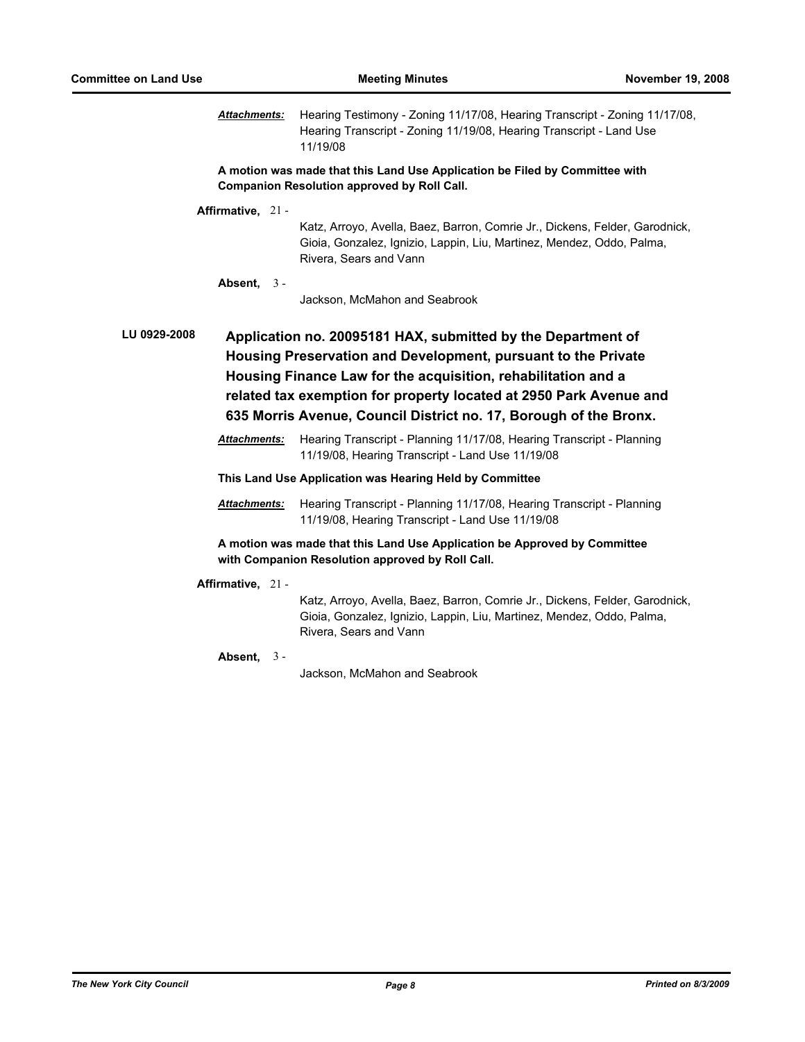***Attachments:*** Hearing Testimony - Zoning 11/17/08, Hearing Transcript - Zoning 11/17/08, Hearing Transcript - Zoning 11/19/08, Hearing Transcript - Land Use 11/19/08

**A motion was made that this Land Use Application be Filed by Committee with Companion Resolution approved by Roll Call.**

**Affirmative,** 21 - Katz, Arroyo, Avella, Baez, Barron, Comrie Jr., Dickens, Felder, Garodnick, Gioia, Gonzalez, Ignizio, Lappin, Liu, Martinez, Mendez, Oddo, Palma, Rivera, Sears and Vann

**Absent,** 3 - Jackson, McMahon and Seabrook

**LU 0929-2008** **Application no. 20095181 HAX, submitted by the Department of Housing Preservation and Development, pursuant to the Private Housing Finance Law for the acquisition, rehabilitation and a related tax exemption for property located at 2950 Park Avenue and 635 Morris Avenue, Council District no. 17, Borough of the Bronx.**

***Attachments:*** Hearing Transcript - Planning 11/17/08, Hearing Transcript - Planning 11/19/08, Hearing Transcript - Land Use 11/19/08

**This Land Use Application was Hearing Held by Committee**

***Attachments:*** Hearing Transcript - Planning 11/17/08, Hearing Transcript - Planning 11/19/08, Hearing Transcript - Land Use 11/19/08

**A motion was made that this Land Use Application be Approved by Committee with Companion Resolution approved by Roll Call.**

**Affirmative,** 21 - Katz, Arroyo, Avella, Baez, Barron, Comrie Jr., Dickens, Felder, Garodnick, Gioia, Gonzalez, Ignizio, Lappin, Liu, Martinez, Mendez, Oddo, Palma, Rivera, Sears and Vann

**Absent,** 3 - Jackson, McMahon and Seabrook